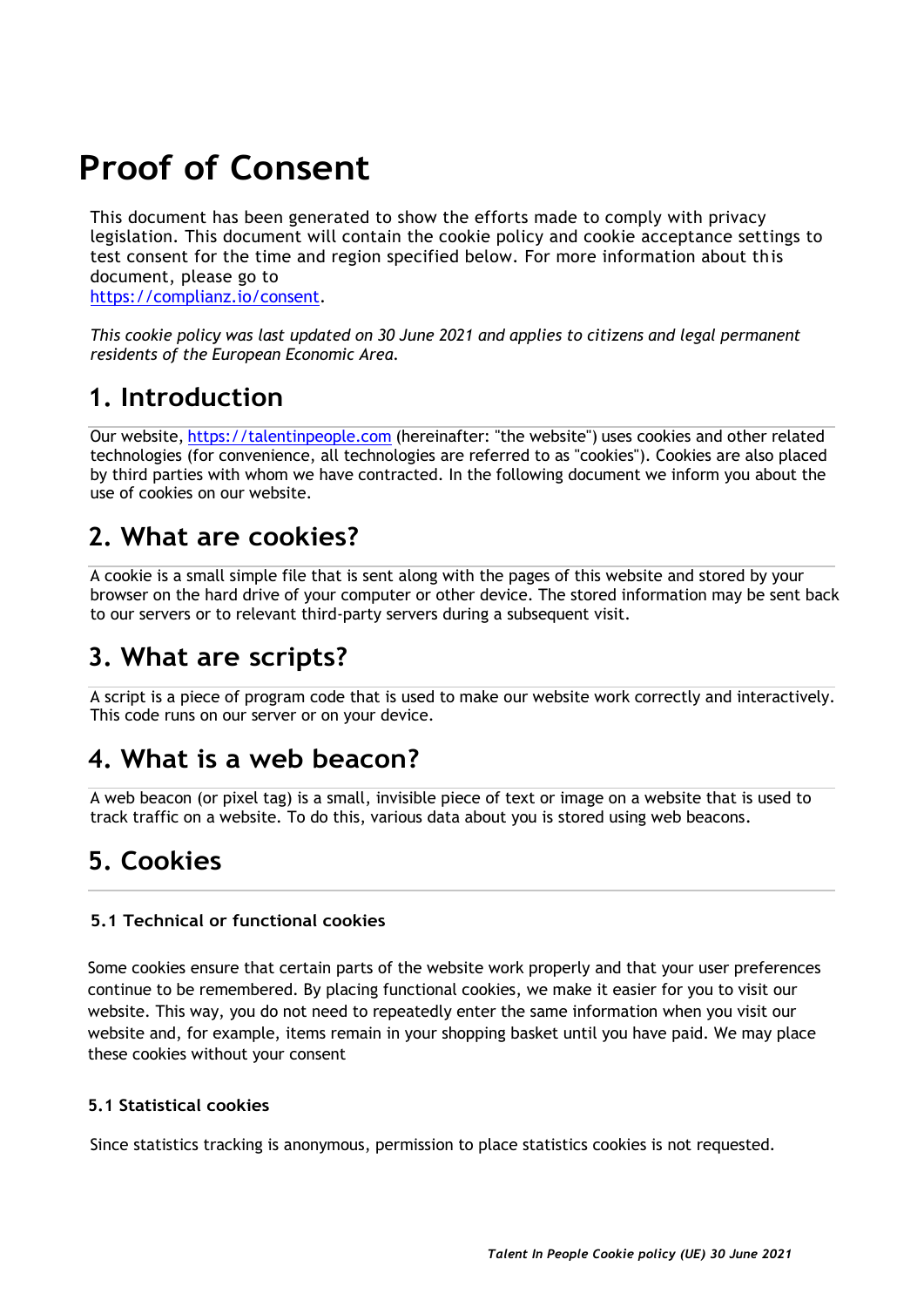# Proof of Consent

This document has been generated to show the efforts made to comply with privacy legislation. This document will contain the cookie policy and cookie acceptance settings to test consent for the time and region specified below. For more information about this document, please go to https://complianz.io/consent.

*This cookie policy was last updated on 30 June 2021 and applies to citizens and legal permanent residents of the European Economic Area.*

## 1. Introduction

Our website, https://talentinpeople.com (hereinafter: "the website") uses cookies and other related technologies (for convenience, all technologies are referred to as "cookies"). Cookies are also placed by third parties with whom we have contracted. In the following document we inform you about the use of cookies on our website.

## 2. What are cookies?

A cookie is a small simple file that is sent along with the pages of this website and stored by your browser on the hard drive of your computer or other device. The stored information may be sent back to our servers or to relevant third-party servers during a subsequent visit.

## 3. What are scripts?

A script is a piece of program code that is used to make our website work correctly and interactively. This code runs on our server or on your device.

## 4. What is a web beacon?

A web beacon (or pixel tag) is a small, invisible piece of text or image on a website that is used to track traffic on a website. To do this, various data about you is stored using web beacons.

## 5. Cookies

#### 5.1 Technical or functional cookies

Some cookies ensure that certain parts of the website work properly and that your user preferences continue to be remembered. By placing functional cookies, we make it easier for you to visit our website. This way, you do not need to repeatedly enter the same information when you visit our website and, for example, items remain in your shopping basket until you have paid. We may place these cookies without your consent

#### 5.1 Statistical cookies

Since statistics tracking is anonymous, permission to place statistics cookies is not requested.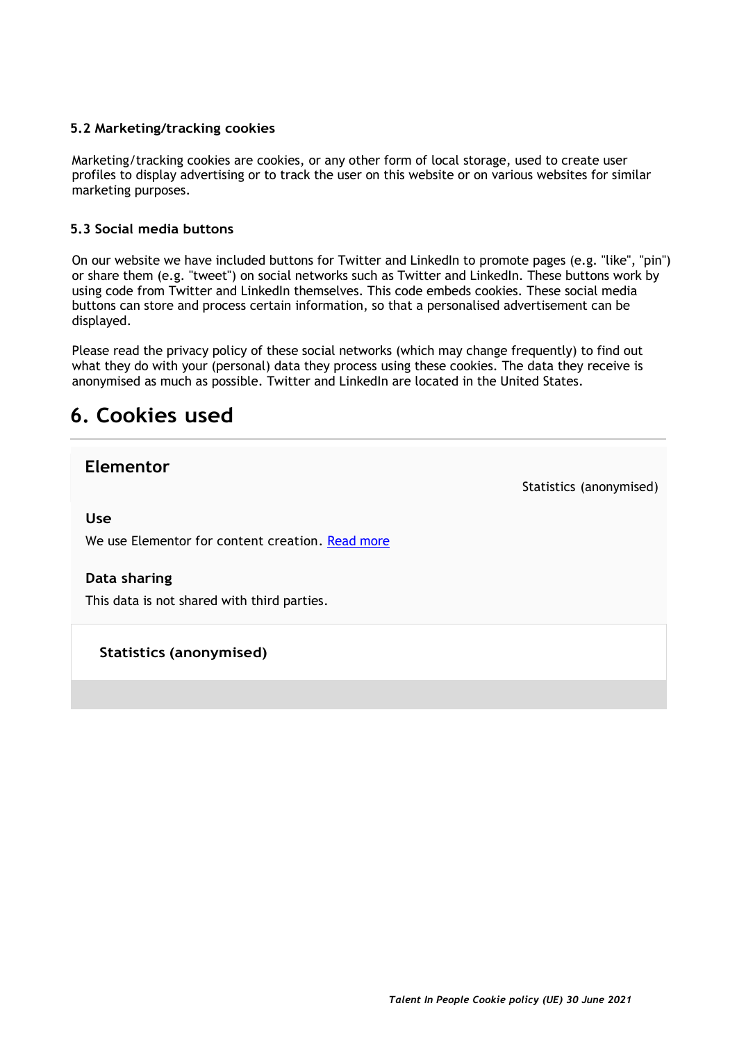### 5.2 Marketing/tracking cookies

Marketing/tracking cookies are cookies, or any other form of local storage, used to create user profiles to display advertising or to track the user on this website or on various websites for similar marketing purposes.

### 5.3 Social media buttons

On our website we have included buttons for Twitter and LinkedIn to promote pages (e.g. "like", "pin") or share them (e.g. "tweet") on social networks such as Twitter and LinkedIn. These buttons work by using code from Twitter and LinkedIn themselves. This code embeds cookies. These social media buttons can store and process certain information, so that a personalised advertisement can be displayed.

Please read the privacy policy of these social networks (which may change frequently) to find out what they do with your (personal) data they process using these cookies. The data they receive is anonymised as much as possible. Twitter and LinkedIn are located in the United States.

## 6. Cookies used

### Elementor

Statistics (anonymised)

**Use**

We use Elementor for content creation. [Read more]

**Data sharing**

This data is not shared with third parties.

**Statistics (anonymised)**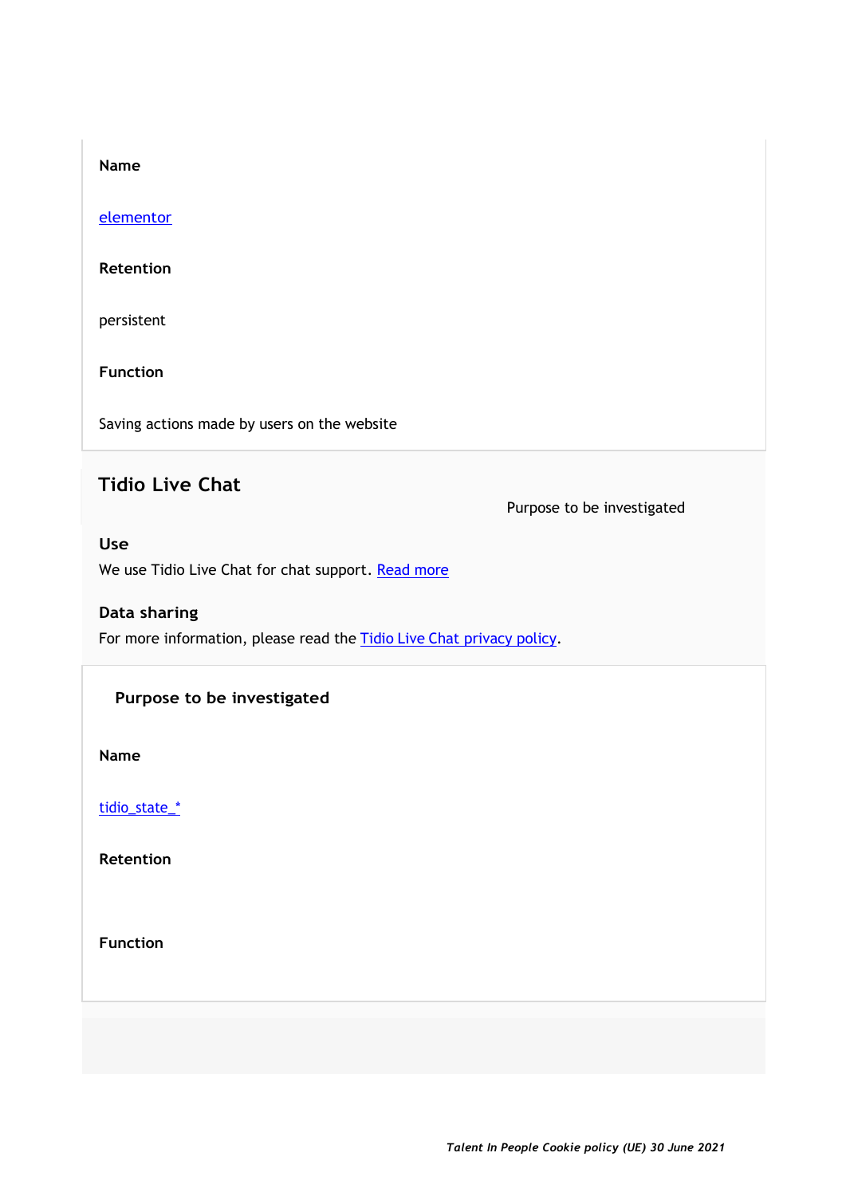**Name**

elementor

**Retention**

persistent

**Function**

Saving actions made by users on the website

## Tidio Live Chat

Purpose to be investigated

**Use**

We use Tidio Live Chat for chat support. Read more

**Data sharing**

For more information, please read the Tidio Live Chat privacy policy.

**Purpose to be investigated**

**Name**

tidio_state_*

**Retention**

**Function**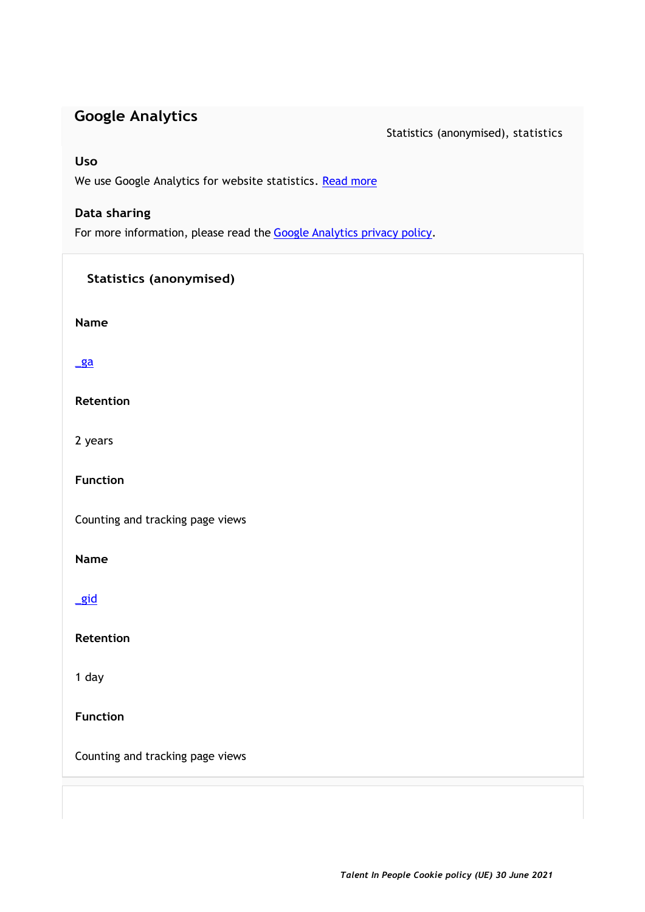## Google Analytics

Statistics (anonymised), statistics

### Uso

We use Google Analytics for website statistics. Read more

### Data sharing

For more information, please read the Google Analytics privacy policy.

### Statistics (anonymised)

**Name**

_ga

**Retention**

2 years

**Function**

Counting and tracking page views

**Name**

_gid

**Retention**

1 day

**Function**

Counting and tracking page views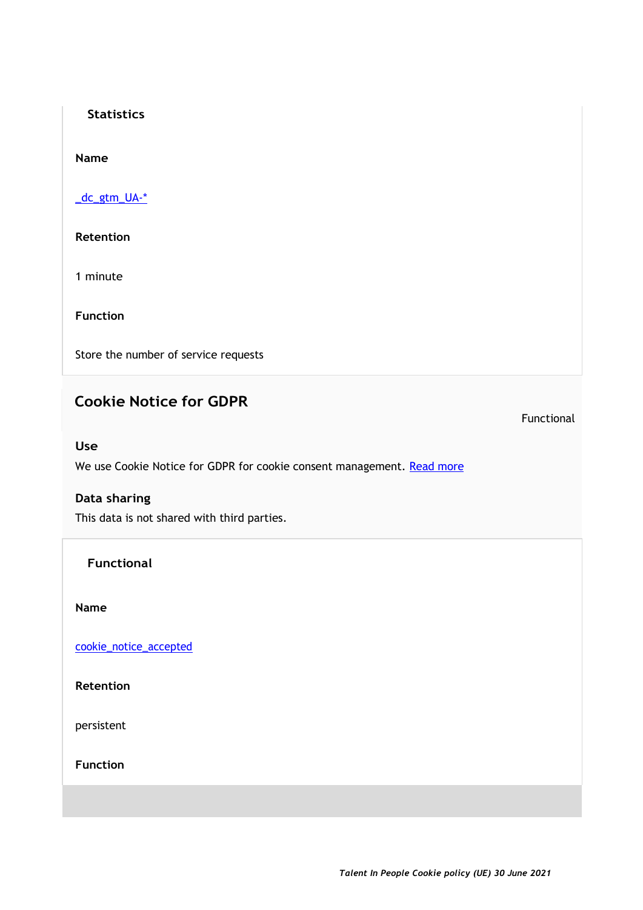**Statistics**

**Name**

_dc_gtm_UA-*

**Retention**

1 minute

**Function**

Store the number of service requests

## Cookie Notice for GDPR

Functional

**Use**

We use Cookie Notice for GDPR for cookie consent management. Read more

**Data sharing**

This data is not shared with third parties.

**Functional**

**Name**

cookie_notice_accepted

**Retention**

persistent

**Function**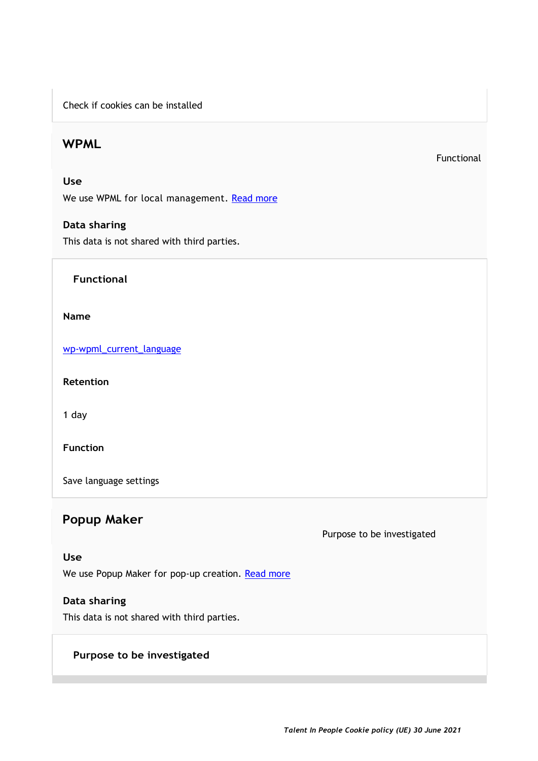Check if cookies can be installed

## WPML

Functional

**Use**

We use WPML for local management. [Read more]

**Data sharing**

This data is not shared with third parties.

**Functional**

**Name**

wp-wpml_current_language

**Retention**

1 day

**Function**

Save language settings

## Popup Maker

Purpose to be investigated

**Use**

We use Popup Maker for pop-up creation. [Read more]

**Data sharing**

This data is not shared with third parties.

**Purpose to be investigated**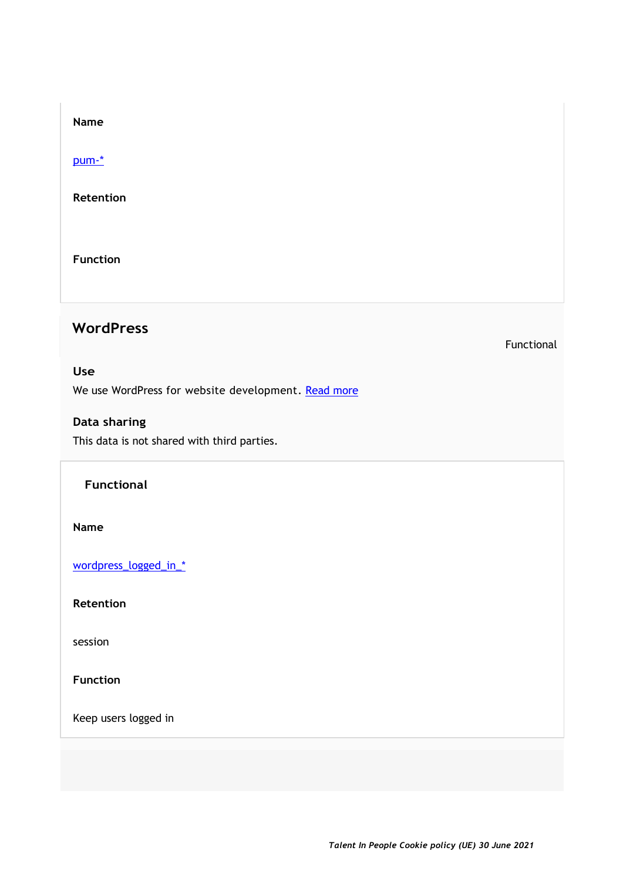**Name**

[pum-*]

**Retention**

**Function**

## WordPress

Functional

**Use**

We use WordPress for website development. [Read more]

**Data sharing**

This data is not shared with third parties.

**Functional**

**Name**

[wordpress_logged_in_*]

**Retention**

session

**Function**

Keep users logged in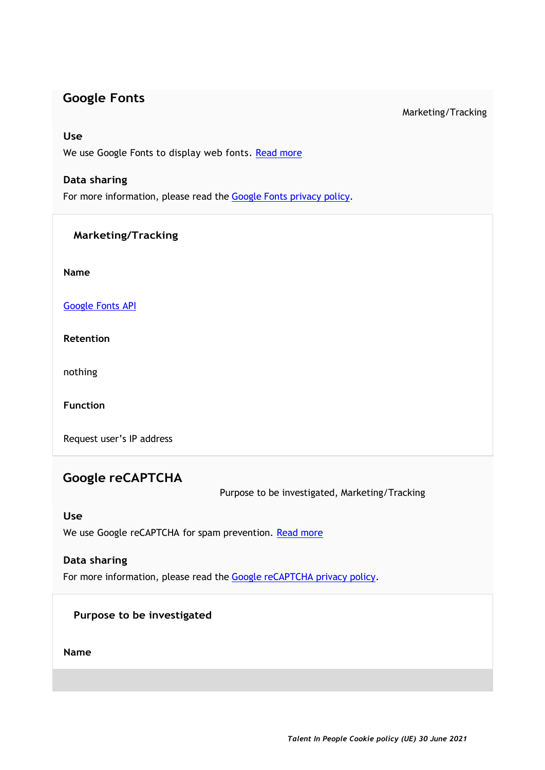## Google Fonts

Marketing/Tracking

**Use**

We use Google Fonts to display web fonts. Read more

**Data sharing**

For more information, please read the Google Fonts privacy policy.

**Marketing/Tracking**

**Name**

Google Fonts API

**Retention**

nothing

**Function**

Request user's IP address

## Google reCAPTCHA

Purpose to be investigated, Marketing/Tracking

**Use**

We use Google reCAPTCHA for spam prevention. Read more

**Data sharing**

For more information, please read the Google reCAPTCHA privacy policy.

**Purpose to be investigated**

**Name**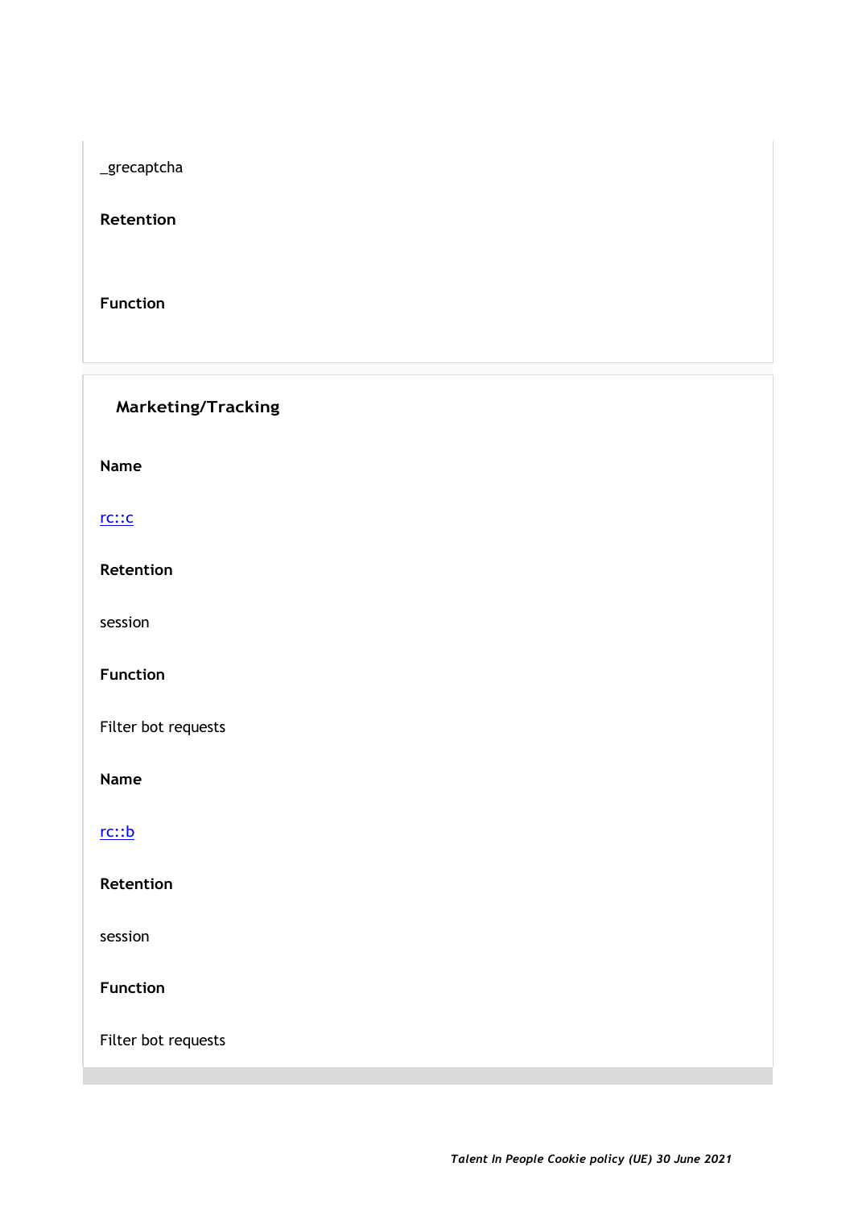_grecaptcha

**Retention**

**Function**

### Marketing/Tracking

**Name**

rc::c

**Retention**

session

**Function**

Filter bot requests

**Name**

rc::b

**Retention**

session

**Function**

Filter bot requests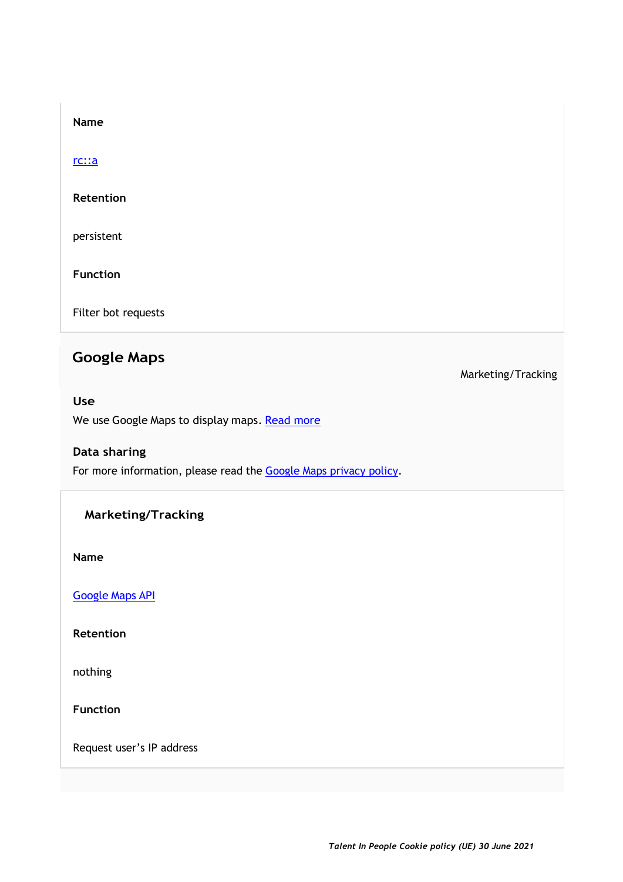**Name**

rc::a

**Retention**

persistent

**Function**

Filter bot requests

## Google Maps

Marketing/Tracking

**Use**

We use Google Maps to display maps. Read more

**Data sharing**

For more information, please read the Google Maps privacy policy.

**Marketing/Tracking**

**Name**

Google Maps API

**Retention**

nothing

**Function**

Request user’s IP address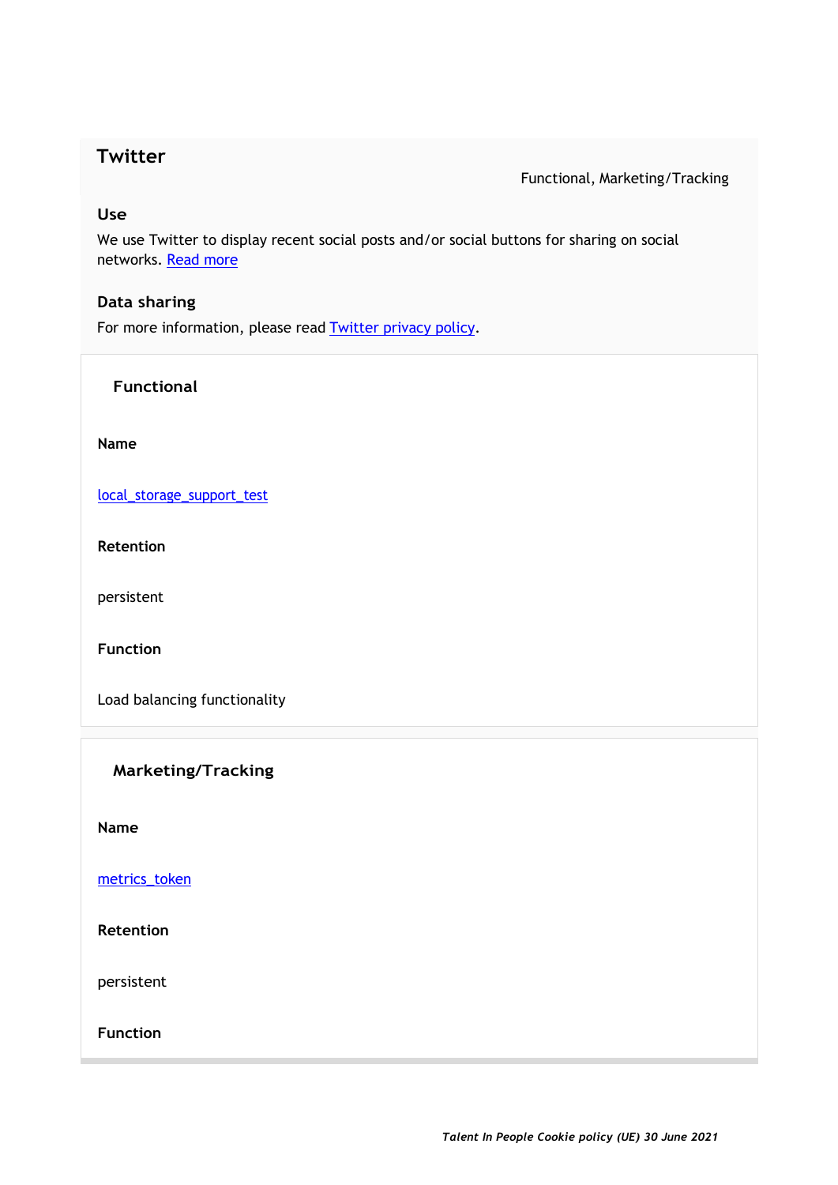## Twitter

Functional, Marketing/Tracking

### Use

We use Twitter to display recent social posts and/or social buttons for sharing on social networks. [Read more]

### Data sharing

For more information, please read [Twitter privacy policy].

#### Functional

**Name**

[local_storage_support_test]

**Retention**

persistent

**Function**

Load balancing functionality

#### Marketing/Tracking

**Name**

[metrics_token]

**Retention**

persistent

**Function**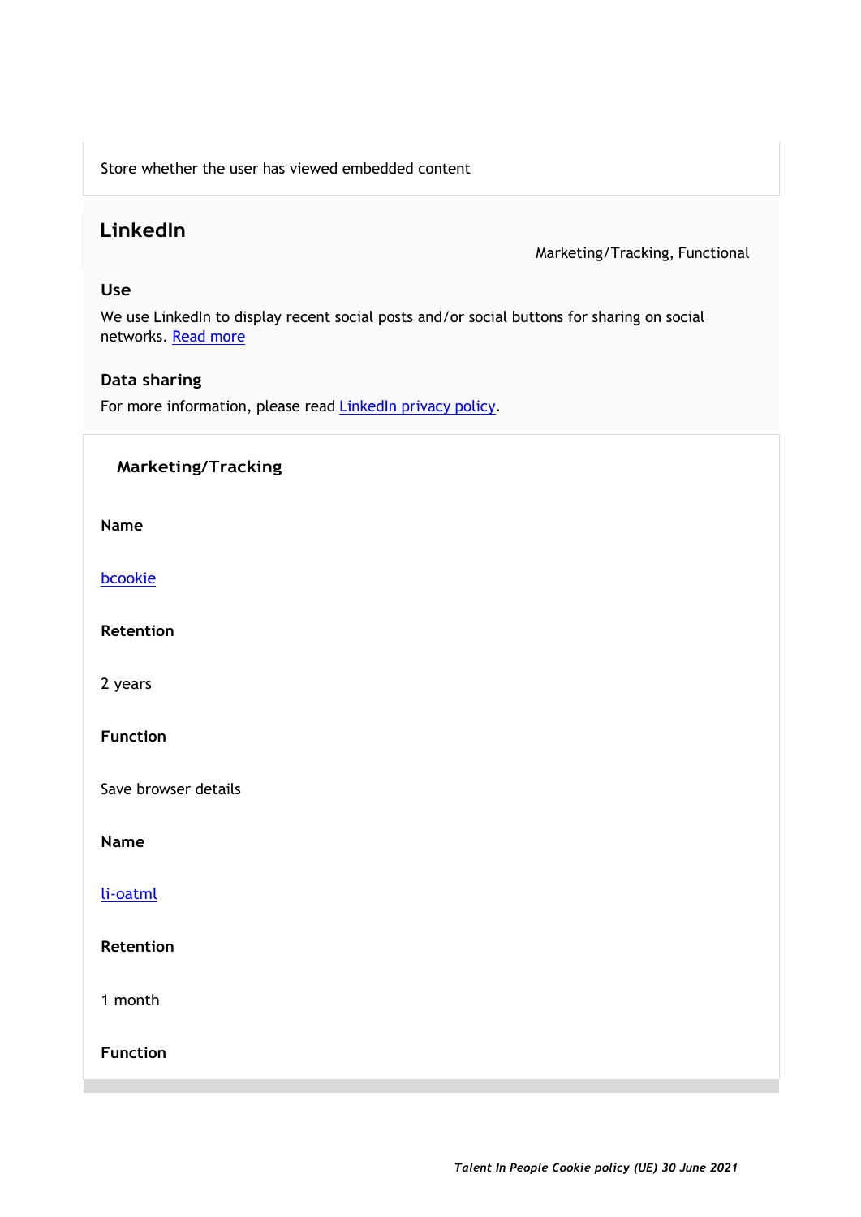Store whether the user has viewed embedded content

## LinkedIn

Marketing/Tracking, Functional

### Use

We use LinkedIn to display recent social posts and/or social buttons for sharing on social networks. Read more

### Data sharing

For more information, please read LinkedIn privacy policy.

#### Marketing/Tracking

**Name**

bcookie

**Retention**

2 years

**Function**

Save browser details

**Name**

li-oatml

**Retention**

1 month

**Function**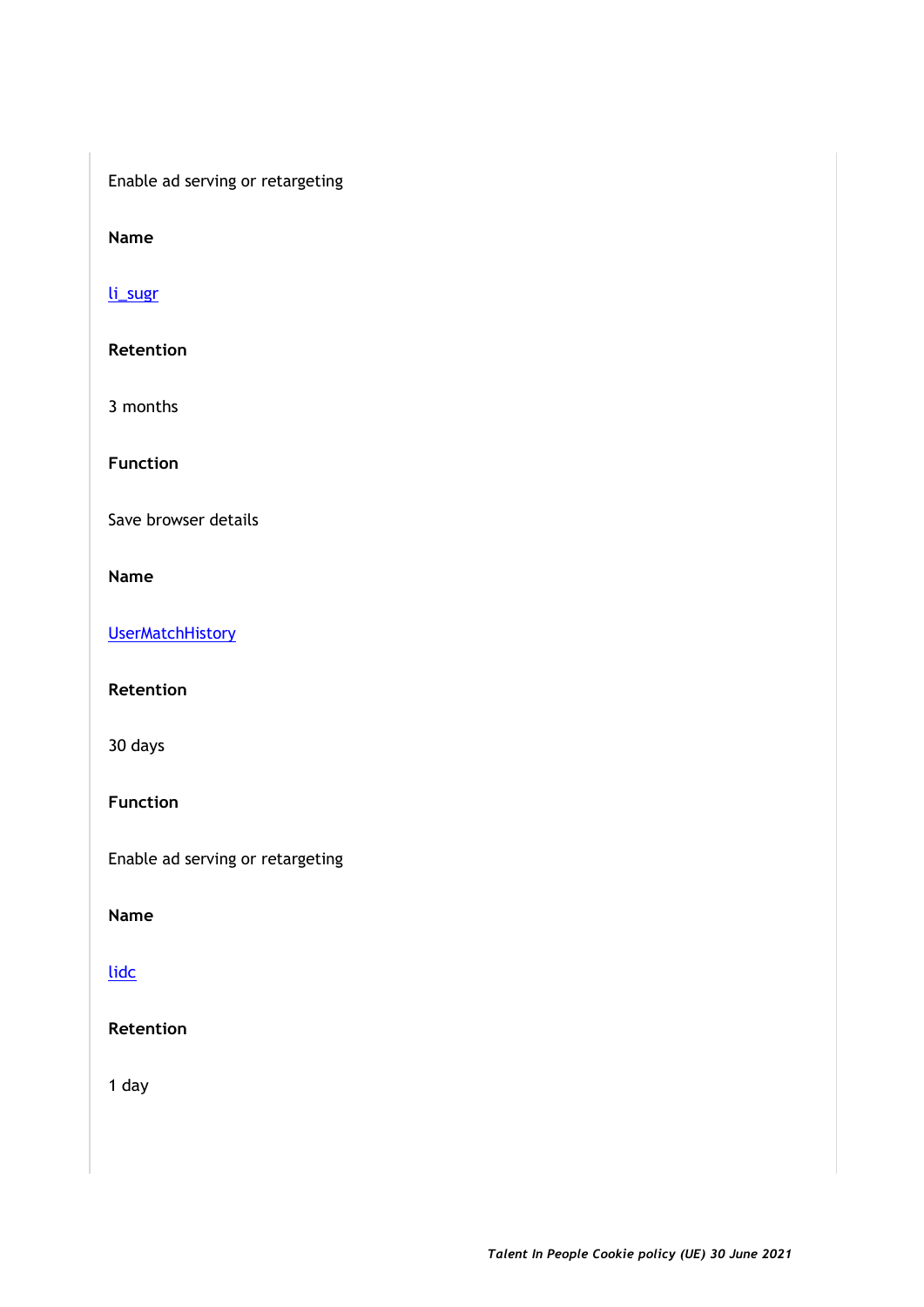Enable ad serving or retargeting

**Name**

li_sugr

**Retention**

3 months

**Function**

Save browser details

**Name**

UserMatchHistory

**Retention**

30 days

**Function**

Enable ad serving or retargeting

**Name**

lidc

**Retention**

1 day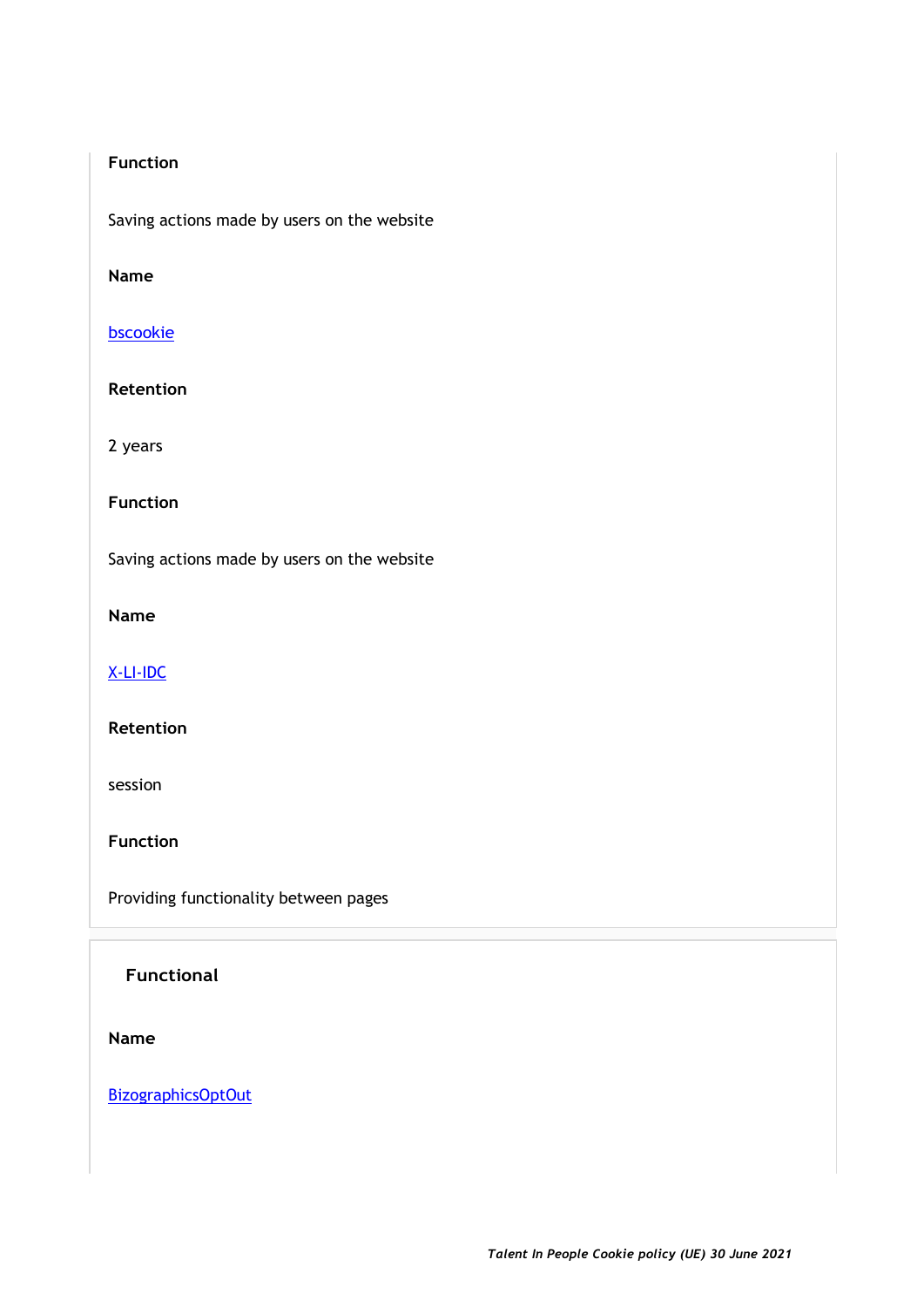**Function**

Saving actions made by users on the website

**Name**

bscookie

**Retention**

2 years

**Function**

Saving actions made by users on the website

**Name**

X-LI-IDC

**Retention**

session

**Function**

Providing functionality between pages

### Functional

**Name**

BizographicsOptOut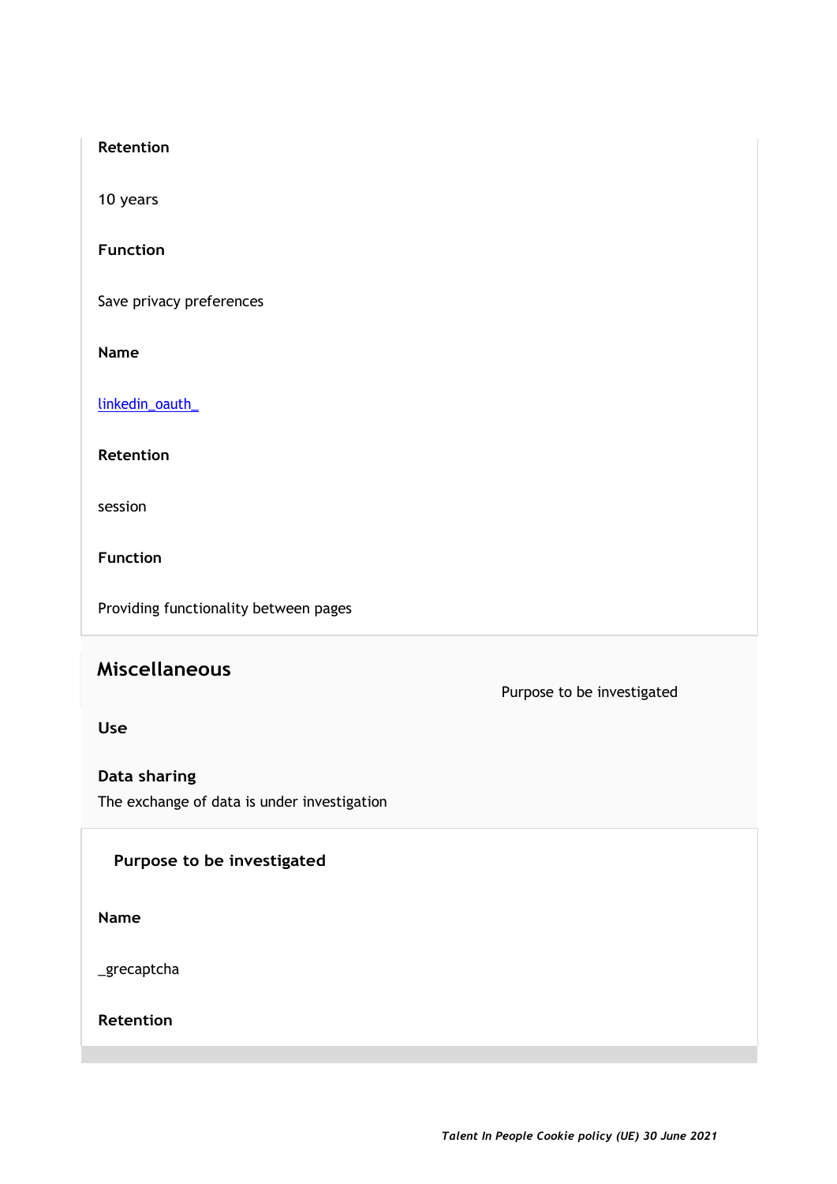**Retention**

10 years

**Function**

Save privacy preferences

**Name**

linkedin_oauth_

**Retention**

session

**Function**

Providing functionality between pages

## Miscellaneous

Purpose to be investigated

**Use**

**Data sharing**

The exchange of data is under investigation

**Purpose to be investigated**

**Name**

_grecaptcha

**Retention**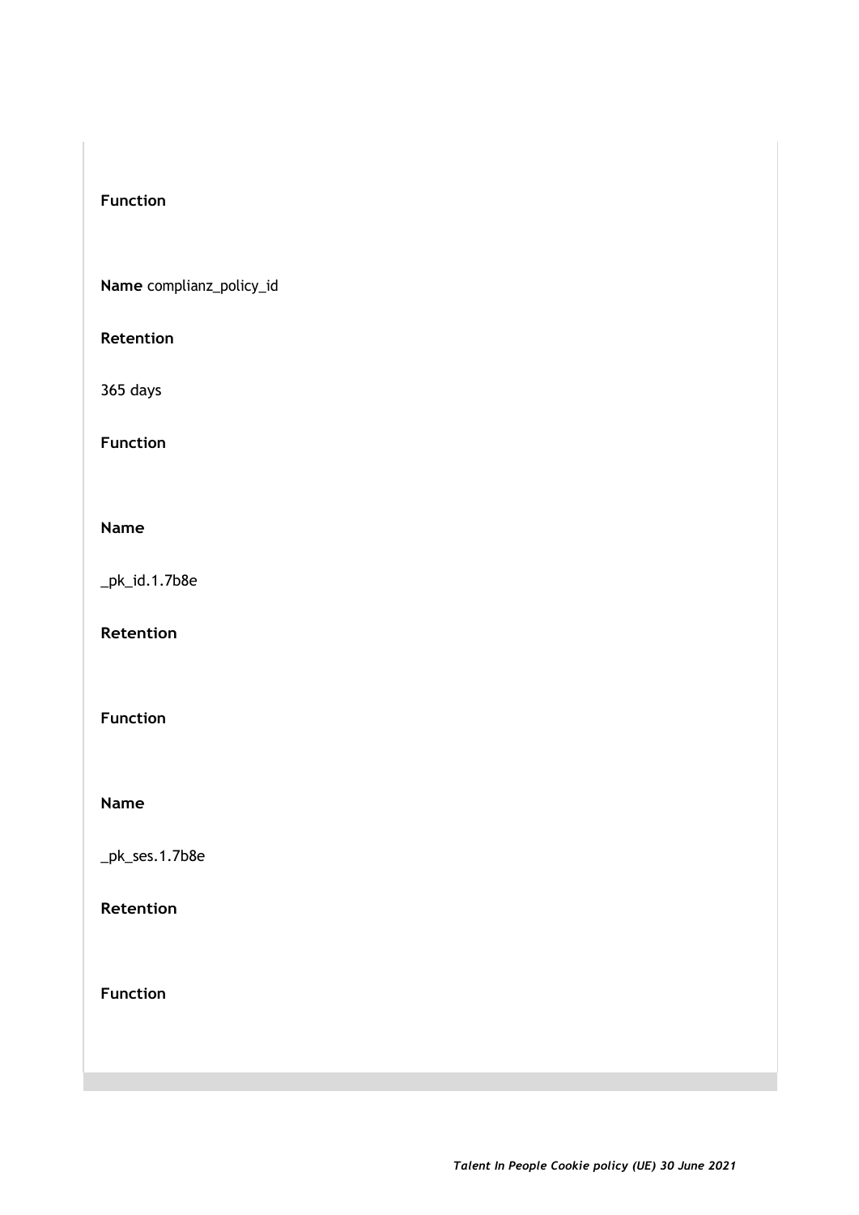**Function**

**Name** complianz_policy_id

**Retention**

365 days

**Function**

**Name**

_pk_id.1.7b8e

**Retention**

**Function**

**Name**

_pk_ses.1.7b8e

**Retention**

**Function**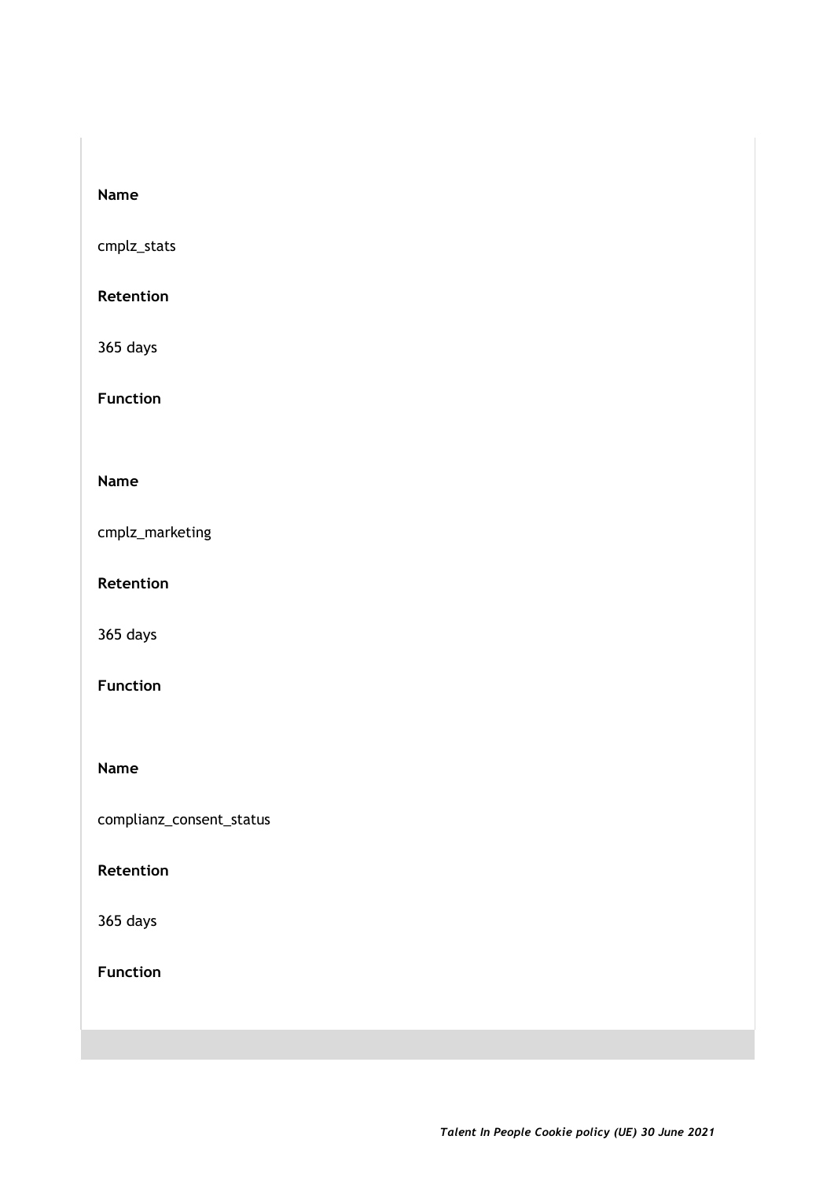**Name**

cmplz_stats

**Retention**

365 days

**Function**

**Name**

cmplz_marketing

**Retention**

365 days

**Function**

**Name**

complianz_consent_status

**Retention**

365 days

**Function**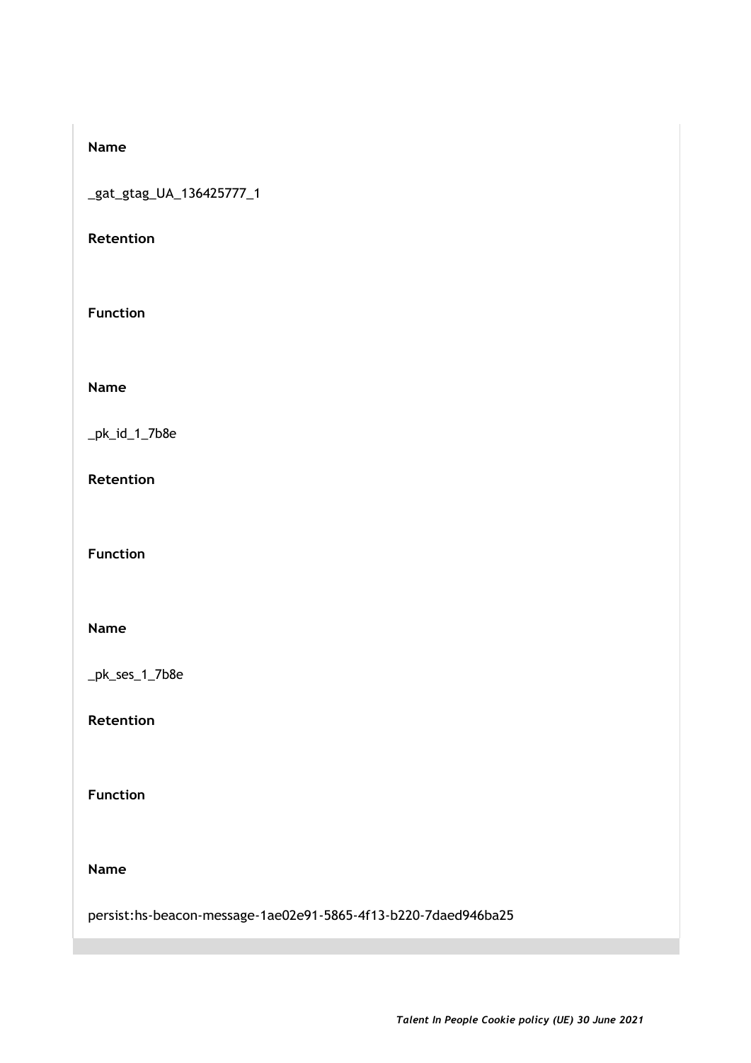**Name**

_gat_gtag_UA_136425777_1

**Retention**

**Function**

**Name**

_pk_id_1_7b8e

**Retention**

**Function**

**Name**

_pk_ses_1_7b8e

**Retention**

**Function**

**Name**

persist:hs-beacon-message-1ae02e91-5865-4f13-b220-7daed946ba25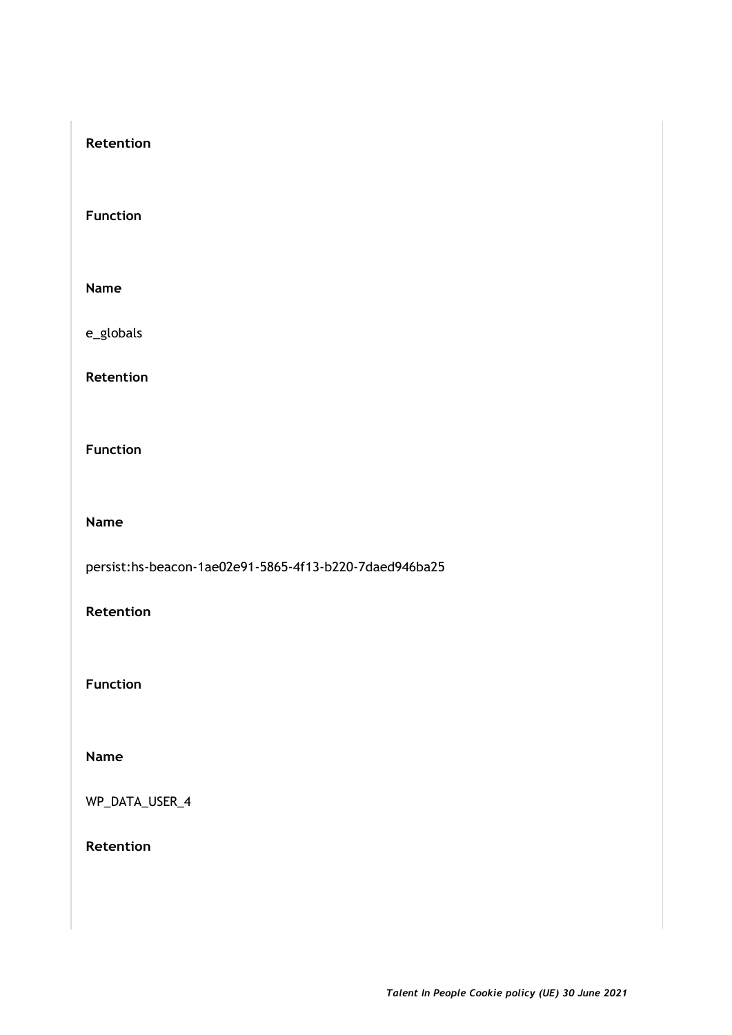**Retention**

**Function**

**Name**

e_globals

**Retention**

**Function**

**Name**

persist:hs-beacon-1ae02e91-5865-4f13-b220-7daed946ba25

**Retention**

**Function**

**Name**

WP_DATA_USER_4

**Retention**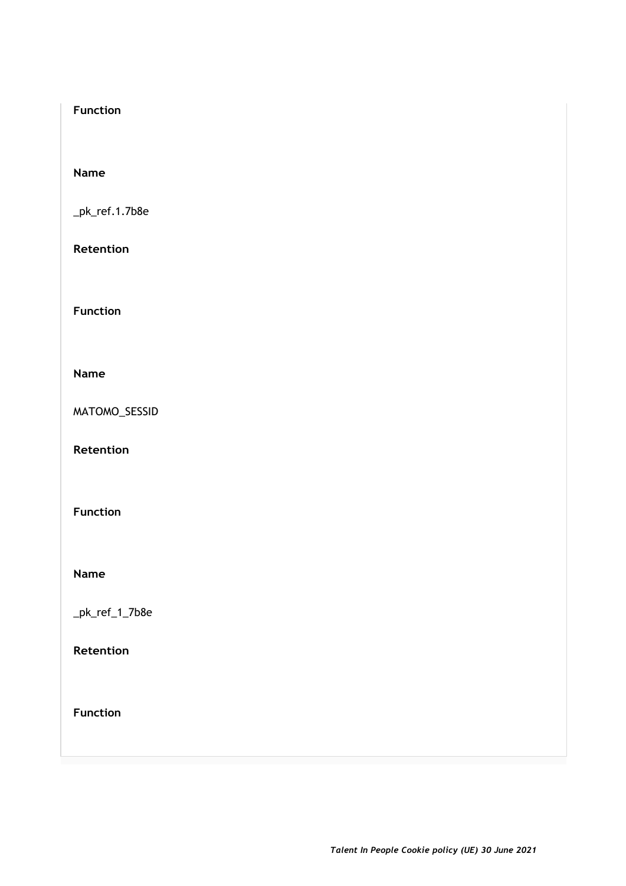**Function**

**Name**

_pk_ref.1.7b8e

**Retention**

**Function**

**Name**

MATOMO_SESSID

**Retention**

**Function**

**Name**

_pk_ref_1_7b8e

**Retention**

**Function**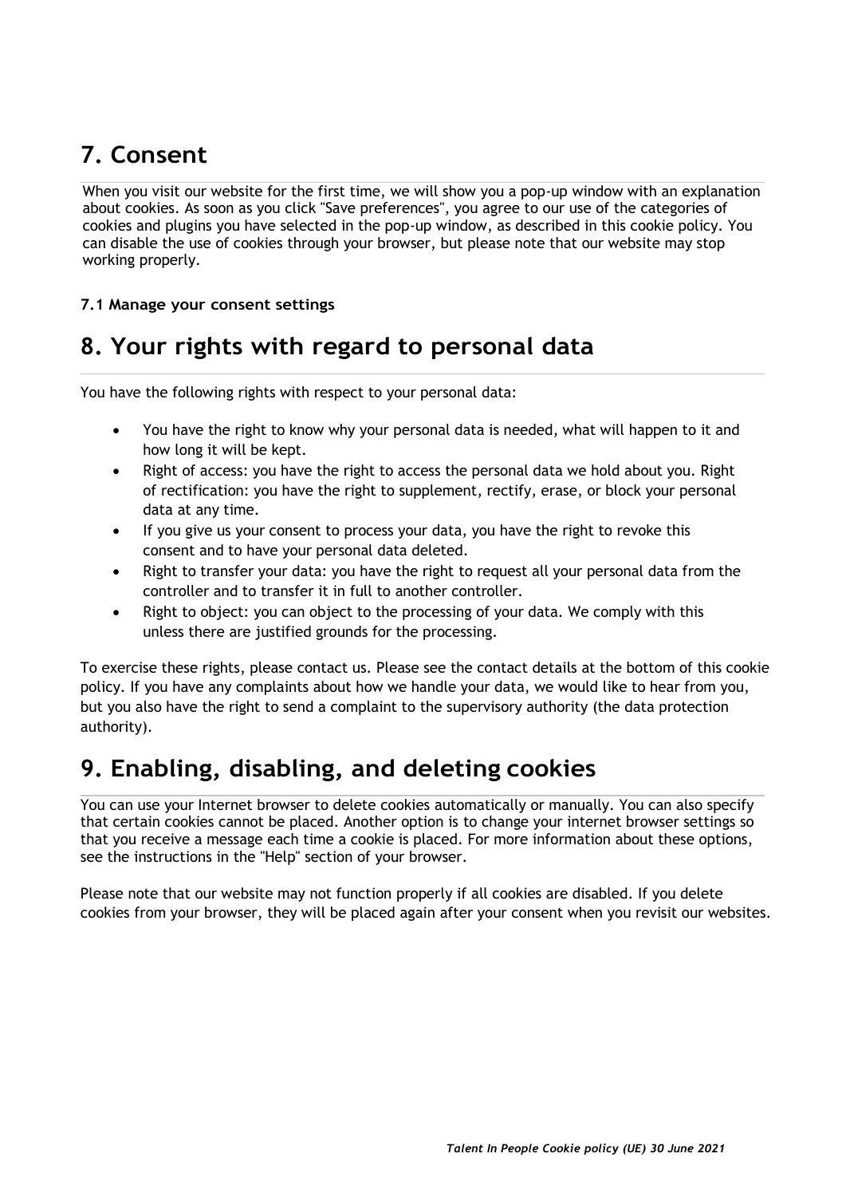## 7. Consent

When you visit our website for the first time, we will show you a pop-up window with an explanation about cookies. As soon as you click "Save preferences", you agree to our use of the categories of cookies and plugins you have selected in the pop-up window, as described in this cookie policy. You can disable the use of cookies through your browser, but please note that our website may stop working properly.

**7.1 Manage your consent settings**

## 8. Your rights with regard to personal data

You have the following rights with respect to your personal data:

- You have the right to know why your personal data is needed, what will happen to it and how long it will be kept.
- Right of access: you have the right to access the personal data we hold about you. Right of rectification: you have the right to supplement, rectify, erase, or block your personal data at any time.
- If you give us your consent to process your data, you have the right to revoke this consent and to have your personal data deleted.
- Right to transfer your data: you have the right to request all your personal data from the controller and to transfer it in full to another controller.
- Right to object: you can object to the processing of your data. We comply with this unless there are justified grounds for the processing.

To exercise these rights, please contact us. Please see the contact details at the bottom of this cookie policy. If you have any complaints about how we handle your data, we would like to hear from you, but you also have the right to send a complaint to the supervisory authority (the data protection authority).

## 9. Enabling, disabling, and deleting cookies

You can use your Internet browser to delete cookies automatically or manually. You can also specify that certain cookies cannot be placed. Another option is to change your internet browser settings so that you receive a message each time a cookie is placed. For more information about these options, see the instructions in the "Help" section of your browser.

Please note that our website may not function properly if all cookies are disabled. If you delete cookies from your browser, they will be placed again after your consent when you revisit our websites.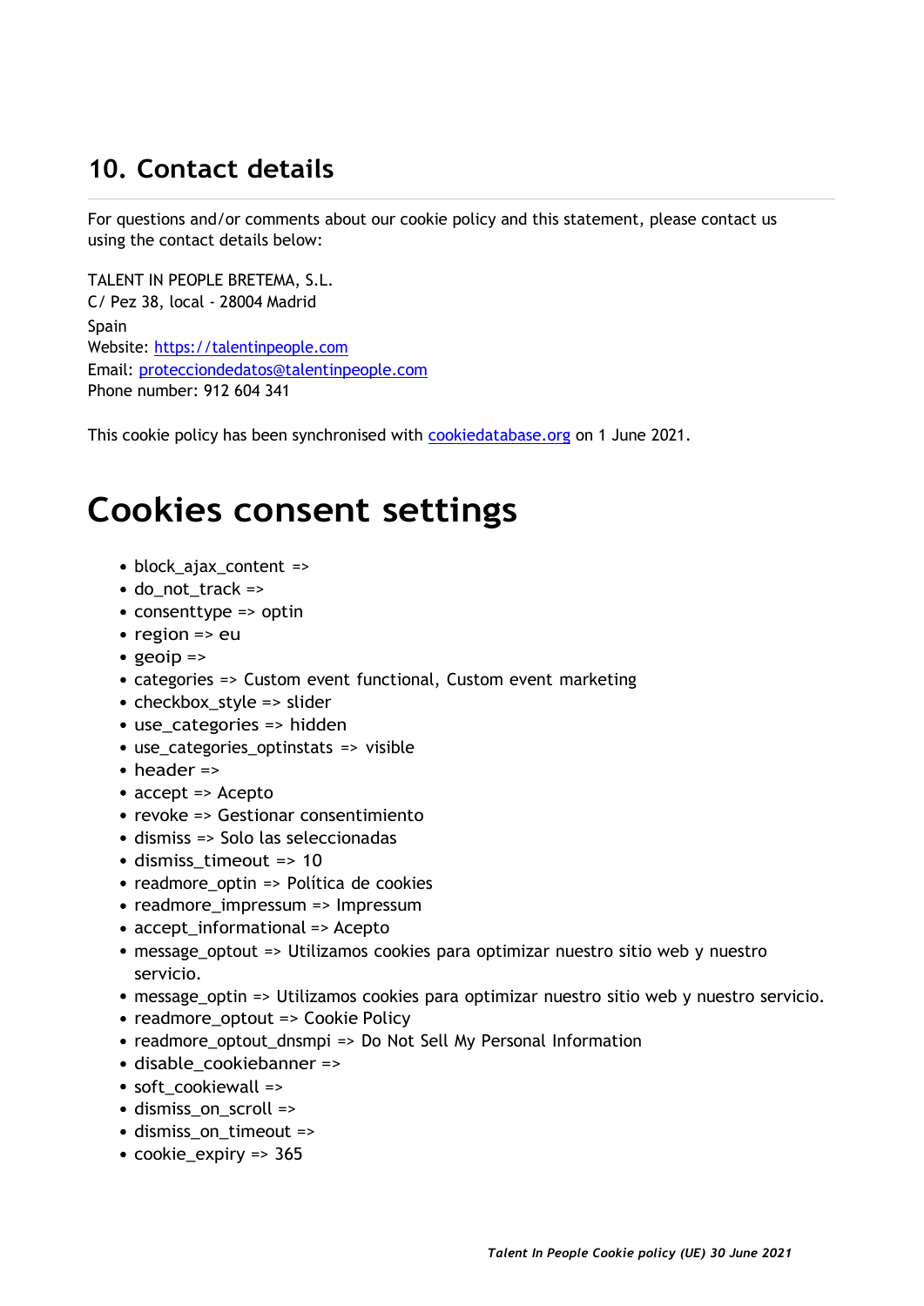## 10. Contact details

For questions and/or comments about our cookie policy and this statement, please contact us using the contact details below:

TALENT IN PEOPLE BRETEMA, S.L.
C/ Pez 38, local - 28004 Madrid
Spain
Website: https://talentinpeople.com
Email: protecciondedatos@talentinpeople.com
Phone number: 912 604 341

This cookie policy has been synchronised with cookiedatabase.org on 1 June 2021.

# Cookies consent settings

- block_ajax_content =>
- do_not_track =>
- consenttype => optin
- region => eu
- geoip =>
- categories => Custom event functional, Custom event marketing
- checkbox_style => slider
- use_categories => hidden
- use_categories_optinstats => visible
- header =>
- accept => Acepto
- revoke => Gestionar consentimiento
- dismiss => Solo las seleccionadas
- dismiss_timeout => 10
- readmore_optin => Política de cookies
- readmore_impressum => Impressum
- accept_informational => Acepto
- message_optout => Utilizamos cookies para optimizar nuestro sitio web y nuestro servicio.
- message_optin => Utilizamos cookies para optimizar nuestro sitio web y nuestro servicio.
- readmore_optout => Cookie Policy
- readmore_optout_dnsmpi => Do Not Sell My Personal Information
- disable_cookiebanner =>
- soft_cookiewall =>
- dismiss_on_scroll =>
- dismiss_on_timeout =>
- cookie_expiry => 365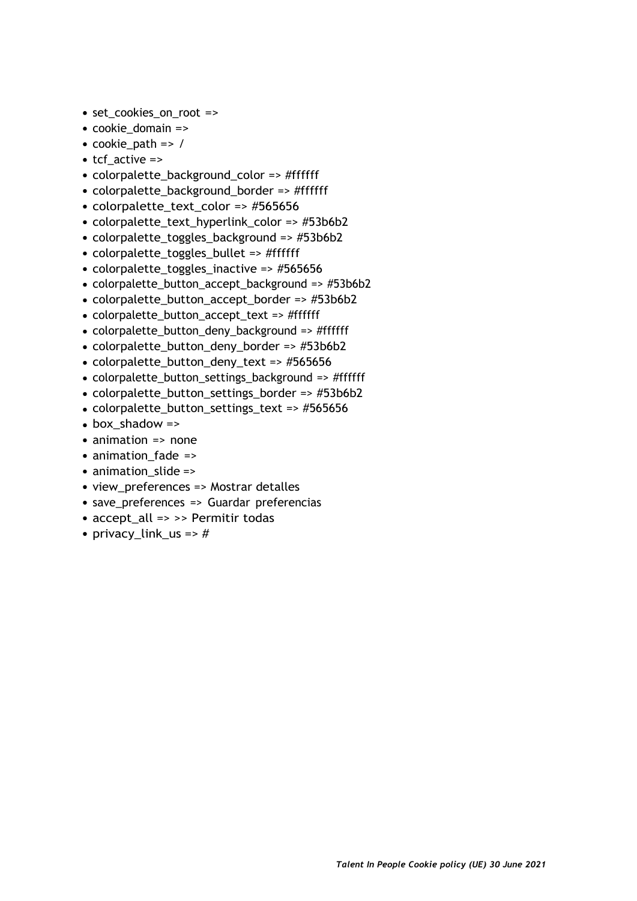- set_cookies_on_root =>
- cookie_domain =>
- cookie_path => /
- tcf_active =>
- colorpalette_background_color => #ffffff
- colorpalette_background_border => #ffffff
- colorpalette_text_color => #565656
- colorpalette_text_hyperlink_color => #53b6b2
- colorpalette_toggles_background => #53b6b2
- colorpalette_toggles_bullet => #ffffff
- colorpalette_toggles_inactive => #565656
- colorpalette_button_accept_background => #53b6b2
- colorpalette_button_accept_border => #53b6b2
- colorpalette_button_accept_text => #ffffff
- colorpalette_button_deny_background => #ffffff
- colorpalette_button_deny_border => #53b6b2
- colorpalette_button_deny_text => #565656
- colorpalette_button_settings_background => #ffffff
- colorpalette_button_settings_border => #53b6b2
- colorpalette_button_settings_text => #565656
- box_shadow =>
- animation => none
- animation_fade =>
- animation_slide =>
- view_preferences => Mostrar detalles
- save_preferences => Guardar preferencias
- accept_all => >> Permitir todas
- privacy_link_us => #